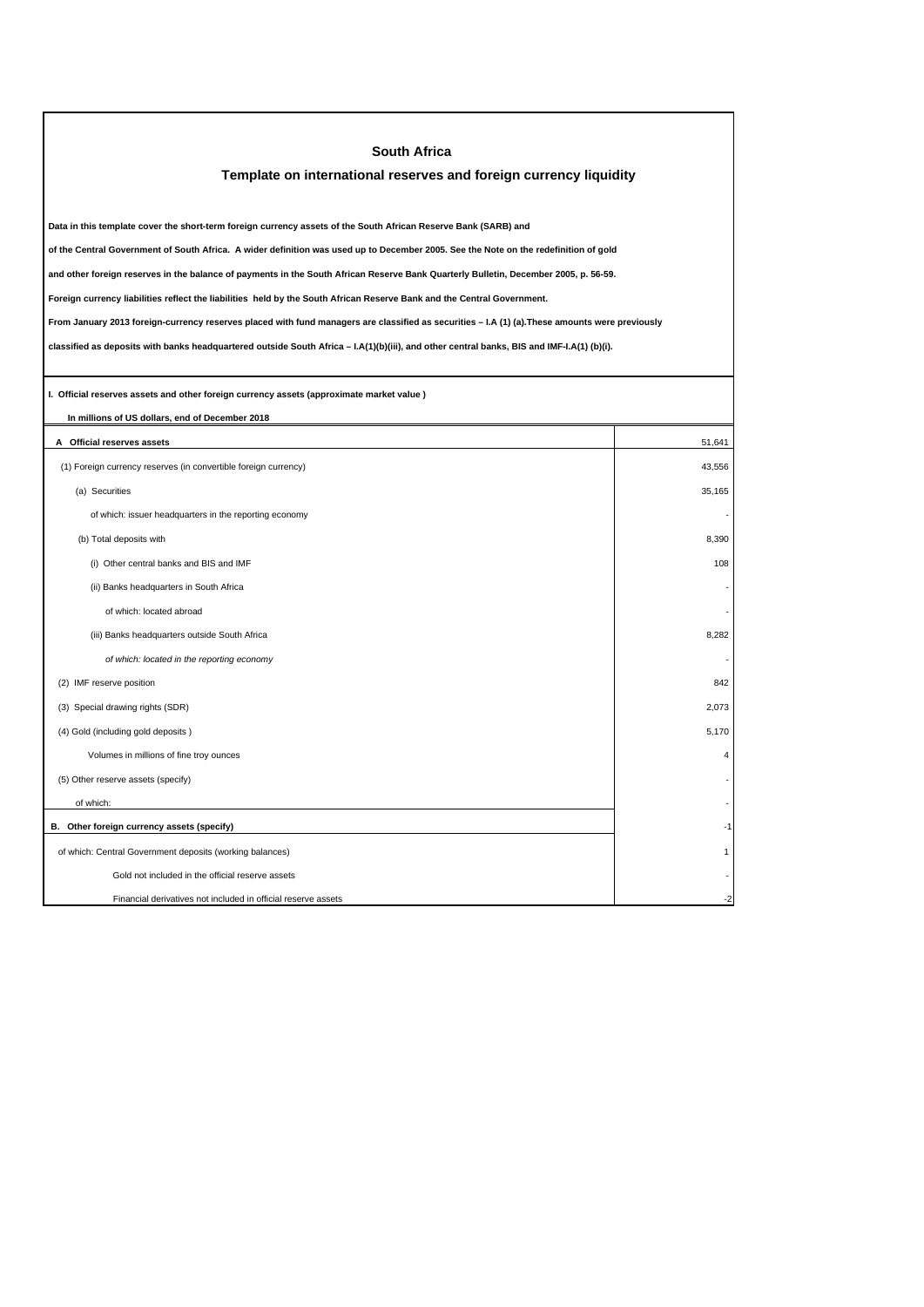# South Africa

## Template on international reserves and foreign currency liquidity

**Data in this template cover the short-term foreign currency assets of the South African Reserve Bank (SARB) and**

**of the Central Government of South Africa. A wider definition was used up to December 2005. See the Note on the redefinition of gold**

**and other foreign reserves in the balance of payments in the South African Reserve Bank Quarterly Bulletin, December 2005, p. 56-59.**

**Foreign currency liabilities reflect the liabilities held by the South African Reserve Bank and the Central Government.**

**From January 2013 foreign-currency reserves placed with fund managers are classified as securities – I.A (1) (a).These amounts were previously**

**classified as deposits with banks headquartered outside South Africa – I.A(1)(b)(iii), and other central banks, BIS and IMF-I.A(1) (b)(i).**

**I. Official reserves assets and other foreign currency assets (approximate market value )**

**In millions of US dollars, end of December 2018**

| | |
|---|---|
| **A Official reserves assets** | 51,641 |
| (1) Foreign currency reserves (in convertible foreign currency) | 43,556 |
| (a) Securities | 35,165 |
| of which: issuer headquarters in the reporting economy | - |
| (b) Total deposits with | 8,390 |
| (i) Other central banks and BIS and IMF | 108 |
| (ii) Banks headquarters in South Africa | - |
| of which: located abroad | - |
| (iii) Banks headquarters outside South Africa | 8,282 |
| *of which: located in the reporting economy* | - |
| (2) IMF reserve position | 842 |
| (3) Special drawing rights (SDR) | 2,073 |
| (4) Gold (including gold deposits ) | 5,170 |
| Volumes in millions of fine troy ounces | 4 |
| (5) Other reserve assets (specify) | - |
| of which: | - |
| **B. Other foreign currency assets (specify)** | -1 |
| of which: Central Government deposits (working balances) | 1 |
| Gold not included in the official reserve assets | - |
| Financial derivatives not included in official reserve assets | -2 |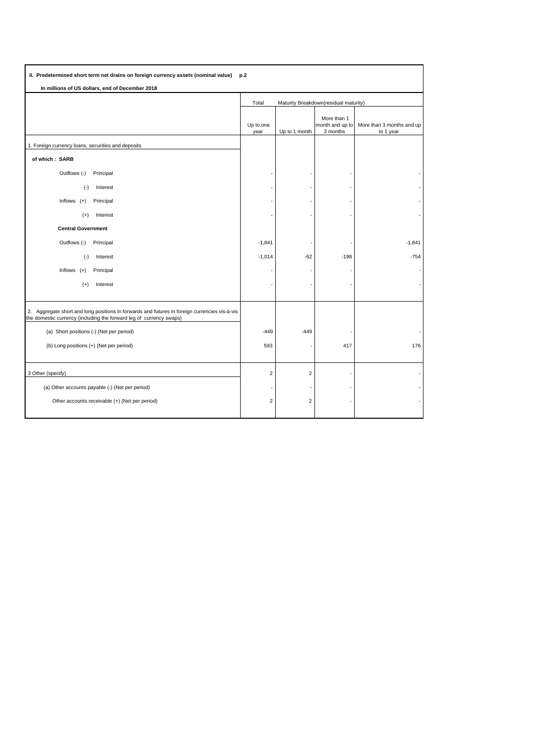**II. Predetermined short term net drains on foreign currency assets (nominal value) p.2**

**In millions of US dollars, end of December 2018**

| | Total | Maturity Breakdown(residual maturity) | | |
|---|---|---|---|---|
| | Up to one year | Up to 1 month | More than 1 month and up to 3 months | More than 3 months and up to 1 year |
| 1. Foreign currency loans, securities and deposits | | | | |
| **of which : SARB** | | | | |
| Outflows (-) Principal | - | - | - | - |
| (-) Interest | - | - | - | - |
| Inflows (+) Principal | - | - | - | - |
| (+) Interest | - | - | - | - |
| **Central Government** | | | | |
| Outflows (-) Principal | -1,841 | - | - | -1,841 |
| (-) Interest | -1,014 | -62 | -198 | -754 |
| Inflows (+) Principal | - | - | - | - |
| (+) Interest | - | - | - | - |
| 2. Aggregate short and long positions in forwards and futures in foreign currencies vis-à-vis the domestic currency (including the forward leg of currency swaps) | | | | |
| (a) Short positions (-) (Net per period) | -449 | -449 | - | - |
| (b) Long positions (+) (Net per period) | 593 | - | 417 | 176 |
| 3 Other (specify) | 2 | 2 | - | - |
| (a) Other accounts payable (-) (Net per period) | - | - | - | - |
| Other accounts receivable (+) (Net per period) | 2 | 2 | - | - |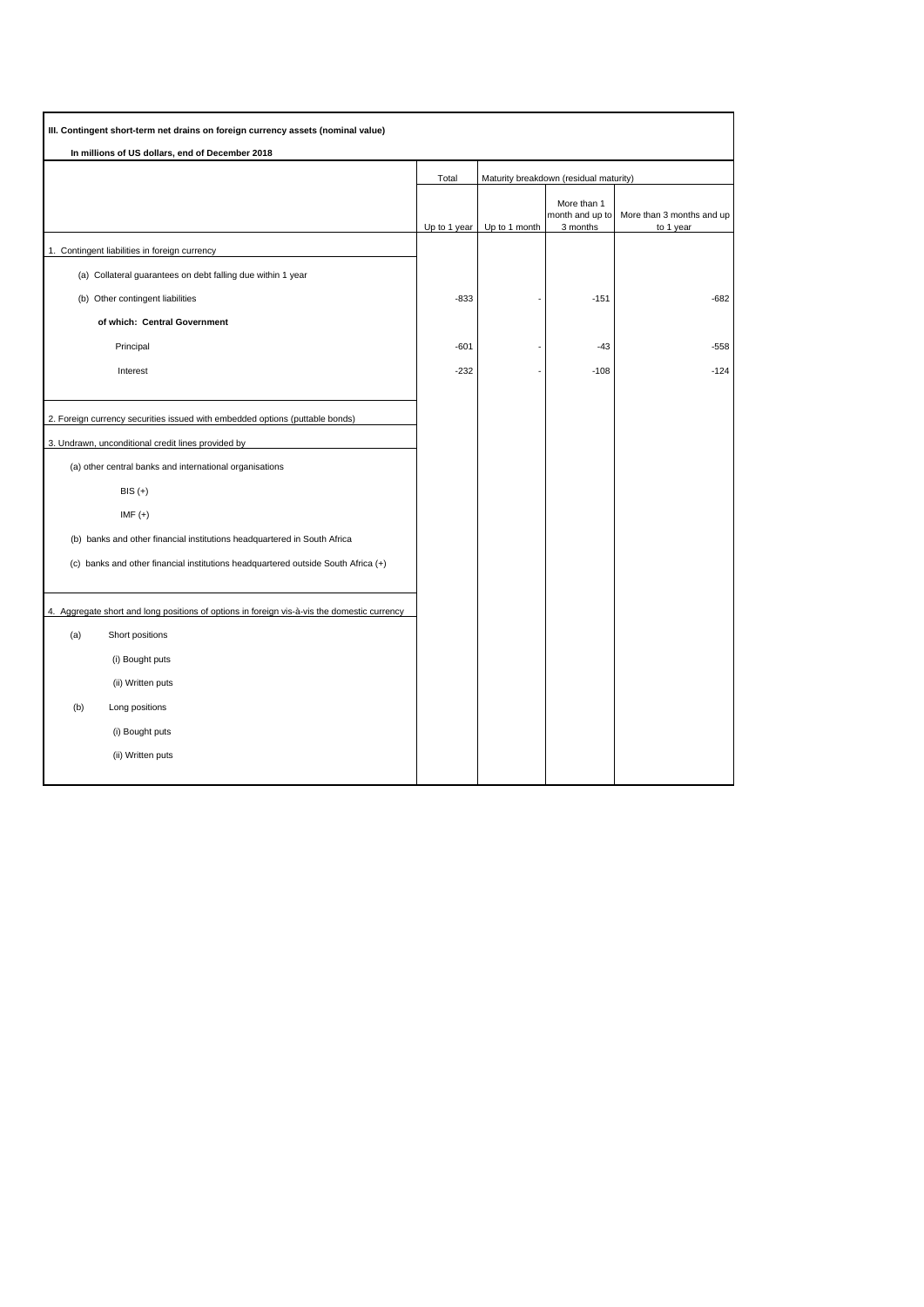**III. Contingent short-term net drains on foreign currency assets (nominal value)**

**In millions of US dollars, end of December 2018**

| | Total | Maturity breakdown (residual maturity) | | |
|---|---|---|---|---|
| | Up to 1 year | Up to 1 month | More than 1 month and up to 3 months | More than 3 months and up to 1 year |
| 1. Contingent liabilities in foreign currency | | | | |
| (a) Collateral guarantees on debt falling due within 1 year | | | | |
| (b) Other contingent liabilities | -833 | - | -151 | -682 |
| **of which: Central Government** | | | | |
| Principal | -601 | - | -43 | -558 |
| Interest | -232 | - | -108 | -124 |
| 2. Foreign currency securities issued with embedded options (puttable bonds) | | | | |
| 3. Undrawn, unconditional credit lines provided by | | | | |
| (a) other central banks and international organisations | | | | |
| BIS (+) | | | | |
| IMF (+) | | | | |
| (b) banks and other financial institutions headquartered in South Africa | | | | |
| (c) banks and other financial institutions headquartered outside South Africa (+) | | | | |
| 4. Aggregate short and long positions of options in foreign vis-à-vis the domestic currency | | | | |
| (a) Short positions | | | | |
| (i) Bought puts | | | | |
| (ii) Written puts | | | | |
| (b) Long positions | | | | |
| (i) Bought puts | | | | |
| (ii) Written puts | | | | |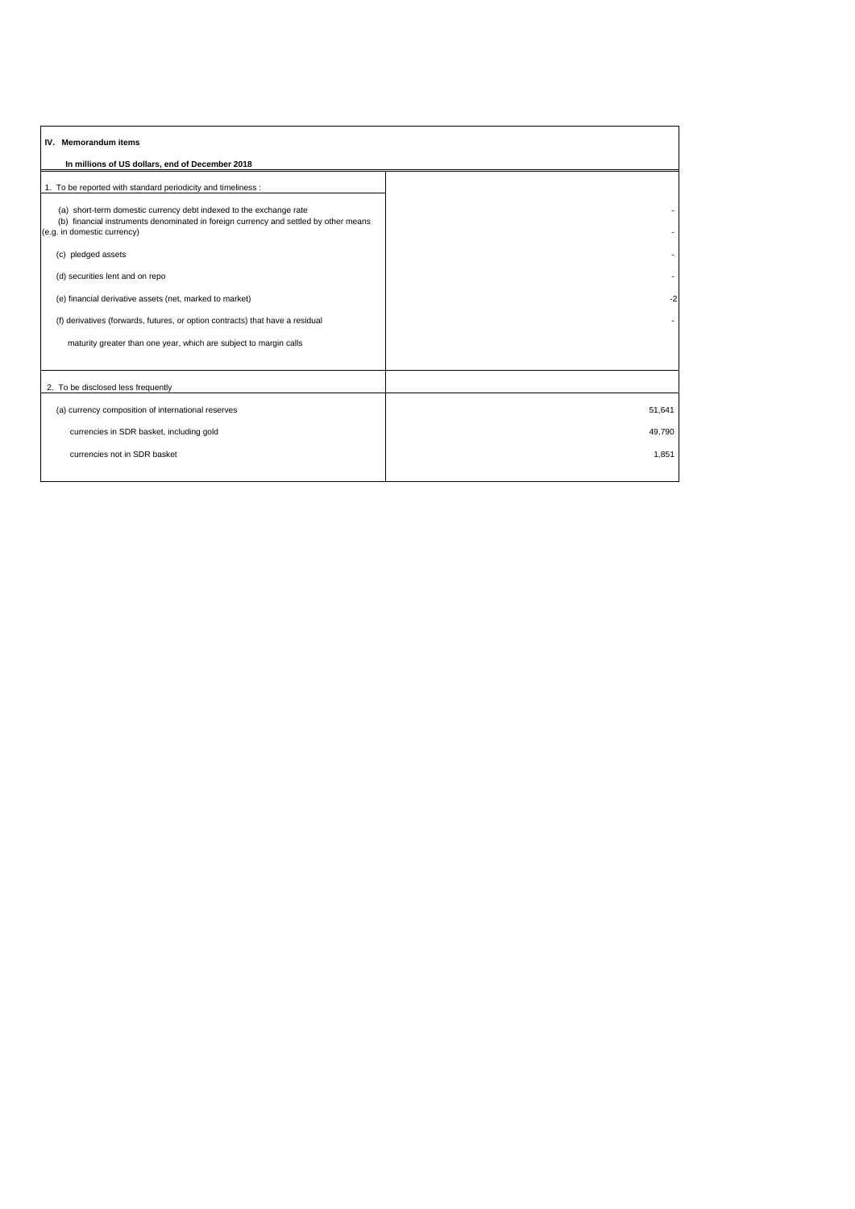| IV. Memorandum items | |
|---|---|
| **In millions of US dollars, end of December 2018** | |
| 1. To be reported with standard periodicity and timeliness : | |
| (a) short-term domestic currency debt indexed to the exchange rate | - |
| (b) financial instruments denominated in foreign currency and settled by other means (e.g. in domestic currency) | - |
| (c) pledged assets | - |
| (d) securities lent and on repo | - |
| (e) financial derivative assets (net, marked to market) | -2 |
| (f) derivatives (forwards, futures, or option contracts) that have a residual | - |
| maturity greater than one year, which are subject to margin calls | |
| 2. To be disclosed less frequently | |
| (a) currency composition of international reserves | 51,641 |
| currencies in SDR basket, including gold | 49,790 |
| currencies not in SDR basket | 1,851 |